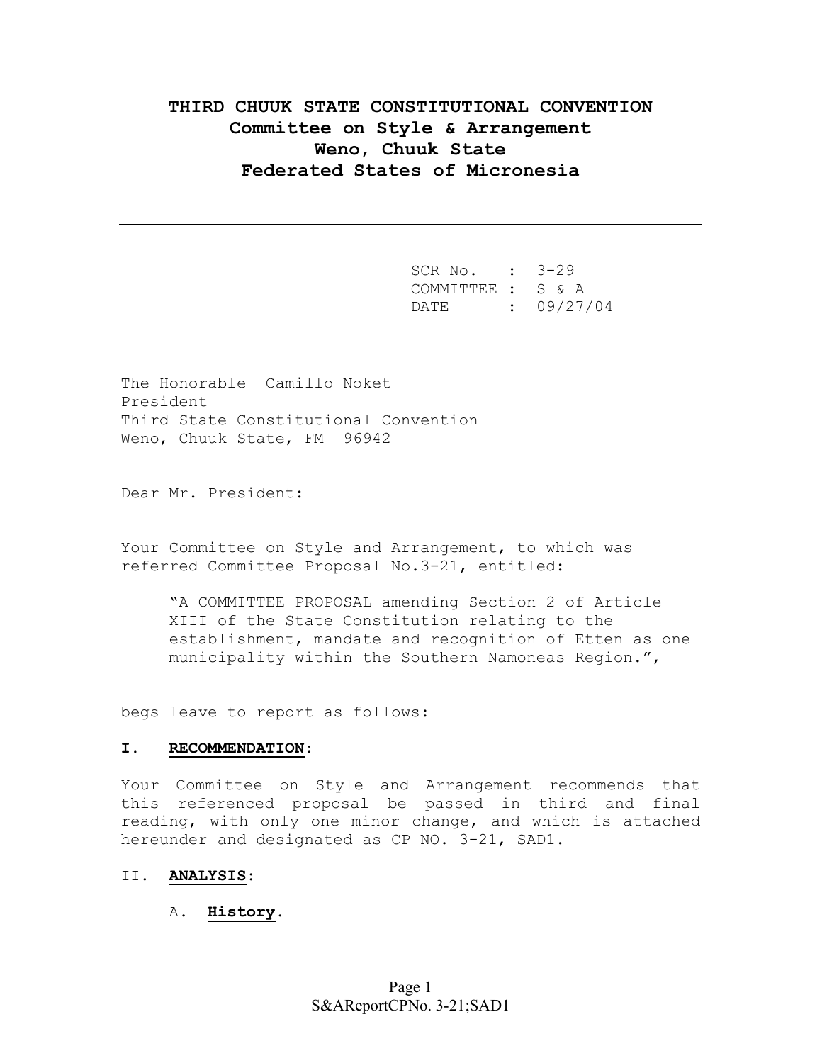# THIRD CHUUK STATE CONSTITUTIONAL CONVENTION
## Committee on Style & Arrangement
## Weno, Chuuk State
## Federated States of Micronesia

---

SCR No. : 3-29
COMMITTEE : S & A
DATE : 09/27/04

The Honorable Camillo Noket
President
Third State Constitutional Convention
Weno, Chuuk State, FM 96942

Dear Mr. President:

Your Committee on Style and Arrangement, to which was referred Committee Proposal No.3-21, entitled:

> "A COMMITTEE PROPOSAL amending Section 2 of Article XIII of the State Constitution relating to the establishment, mandate and recognition of Etten as one municipality within the Southern Namoneas Region.",

begs leave to report as follows:

**I. RECOMMENDATION:**

Your Committee on Style and Arrangement recommends that this referenced proposal be passed in third and final reading, with only one minor change, and which is attached hereunder and designated as CP NO. 3-21, SAD1.

II. **ANALYSIS**:

A. **History**.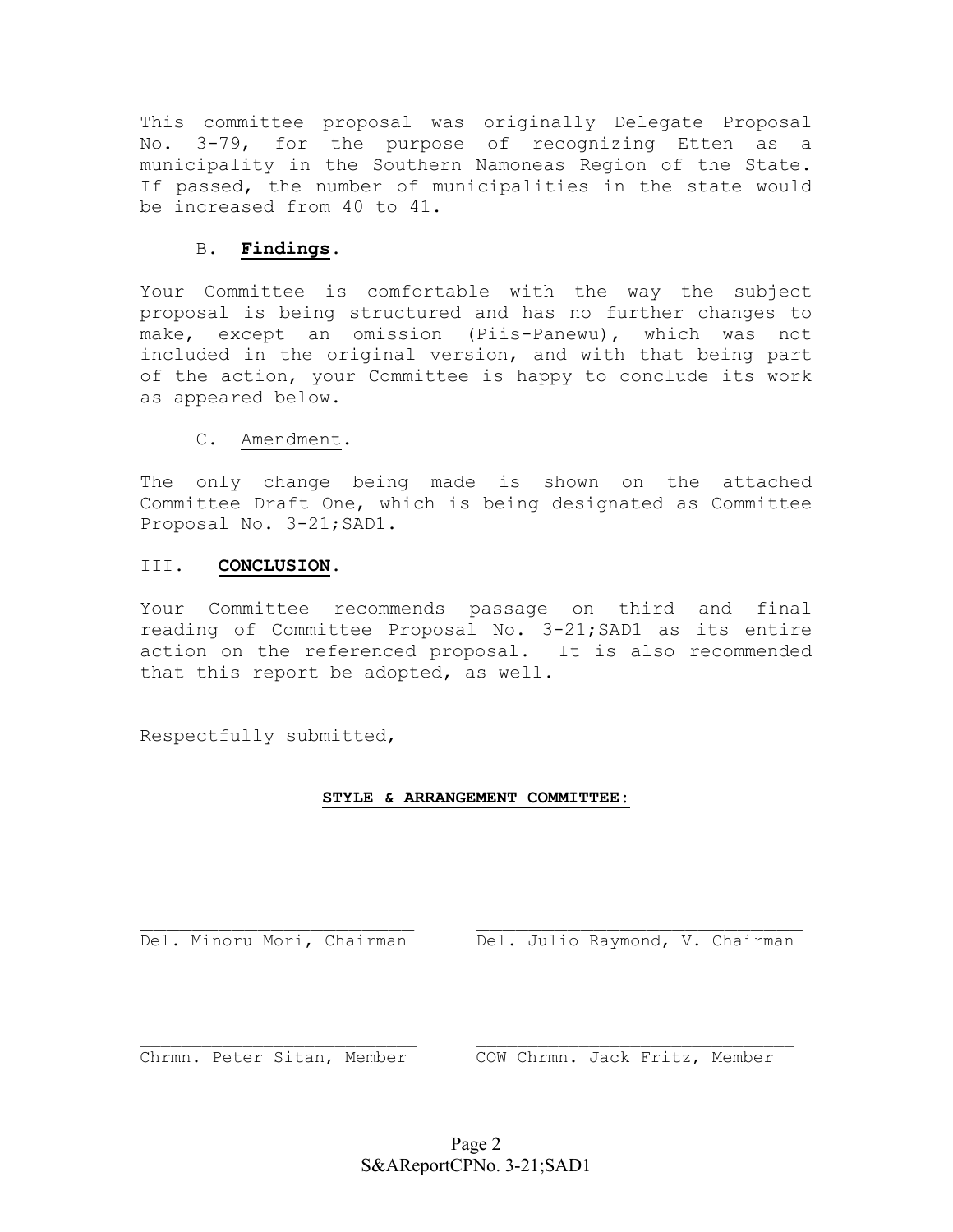This committee proposal was originally Delegate Proposal No. 3-79, for the purpose of recognizing Etten as a municipality in the Southern Namoneas Region of the State. If passed, the number of municipalities in the state would be increased from 40 to 41.

### B. **Findings**.

Your Committee is comfortable with the way the subject proposal is being structured and has no further changes to make, except an omission (Piis-Panewu), which was not included in the original version, and with that being part of the action, your Committee is happy to conclude its work as appeared below.

### C. Amendment.

The only change being made is shown on the attached Committee Draft One, which is being designated as Committee Proposal No. 3-21;SAD1.

## III. **CONCLUSION**.

Your Committee recommends passage on third and final reading of Committee Proposal No. 3-21;SAD1 as its entire action on the referenced proposal. It is also recommended that this report be adopted, as well.

Respectfully submitted,

**STYLE & ARRANGEMENT COMMITTEE:**

\_\_\_\_\_\_\_\_\_\_\_\_\_\_\_\_\_\_\_\_\_\_\_\_\_\_\_
Del. Minoru Mori, Chairman

\_\_\_\_\_\_\_\_\_\_\_\_\_\_\_\_\_\_\_\_\_\_\_\_\_\_\_
Del. Julio Raymond, V. Chairman

\_\_\_\_\_\_\_\_\_\_\_\_\_\_\_\_\_\_\_\_\_\_\_\_\_\_\_
Chrmn. Peter Sitan, Member

\_\_\_\_\_\_\_\_\_\_\_\_\_\_\_\_\_\_\_\_\_\_\_\_\_\_\_
COW Chrmn. Jack Fritz, Member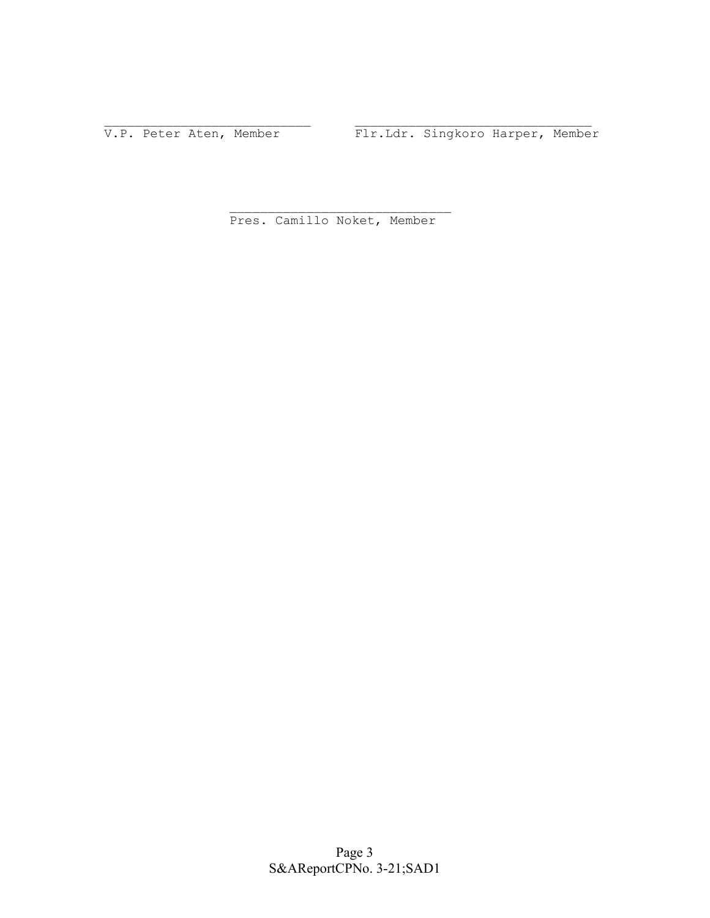\_\_\_\_\_\_\_\_\_\_\_\_\_\_\_\_\_\_\_\_\_\_\_\_\_\_\_\_
V.P. Peter Aten, Member

\_\_\_\_\_\_\_\_\_\_\_\_\_\_\_\_\_\_\_\_\_\_\_\_\_\_\_\_\_\_\_\_
Flr.Ldr. Singkoro Harper, Member

\_\_\_\_\_\_\_\_\_\_\_\_\_\_\_\_\_\_\_\_\_\_\_\_\_\_\_\_\_\_
Pres. Camillo Noket, Member

S&AReportCPNo. 3-21;SAD1